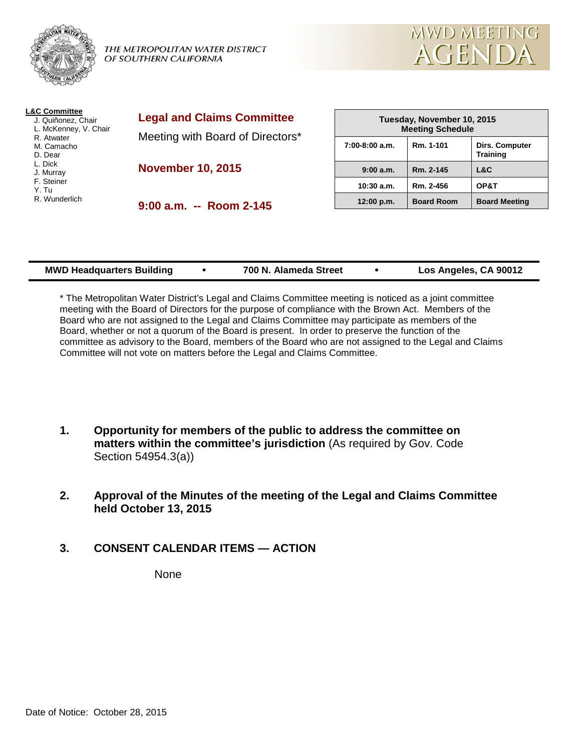THE METROPOLITAN WATER DISTRICT OF SOUTHERN CALIFORNIA

# MWD MEETING AGENDA

**L&C Committee**
- J. Quiñonez, Chair
- L. McKenney, V. Chair
- R. Atwater
- M. Camacho
- D. Dear
- L. Dick
- J. Murray
- F. Steiner
- Y. Tu
- R. Wunderlich

## Legal and Claims Committee

Meeting with Board of Directors*

**November 10, 2015**

**9:00 a.m. -- Room 2-145**

| Tuesday, November 10, 2015 Meeting Schedule | | |
|---|---|---|
| 7:00-8:00 a.m. | Rm. 1-101 | Dirs. Computer Training |
| 9:00 a.m. | Rm. 2-145 | L&C |
| 10:30 a.m. | Rm. 2-456 | OP&T |
| 12:00 p.m. | Board Room | Board Meeting |

**MWD Headquarters Building • 700 N. Alameda Street • Los Angeles, CA 90012**

* The Metropolitan Water District's Legal and Claims Committee meeting is noticed as a joint committee meeting with the Board of Directors for the purpose of compliance with the Brown Act. Members of the Board who are not assigned to the Legal and Claims Committee may participate as members of the Board, whether or not a quorum of the Board is present. In order to preserve the function of the committee as advisory to the Board, members of the Board who are not assigned to the Legal and Claims Committee will not vote on matters before the Legal and Claims Committee.

1. **Opportunity for members of the public to address the committee on matters within the committee's jurisdiction** (As required by Gov. Code Section 54954.3(a))

2. **Approval of the Minutes of the meeting of the Legal and Claims Committee held October 13, 2015**

3. **CONSENT CALENDAR ITEMS — ACTION**

   None

Date of Notice: October 28, 2015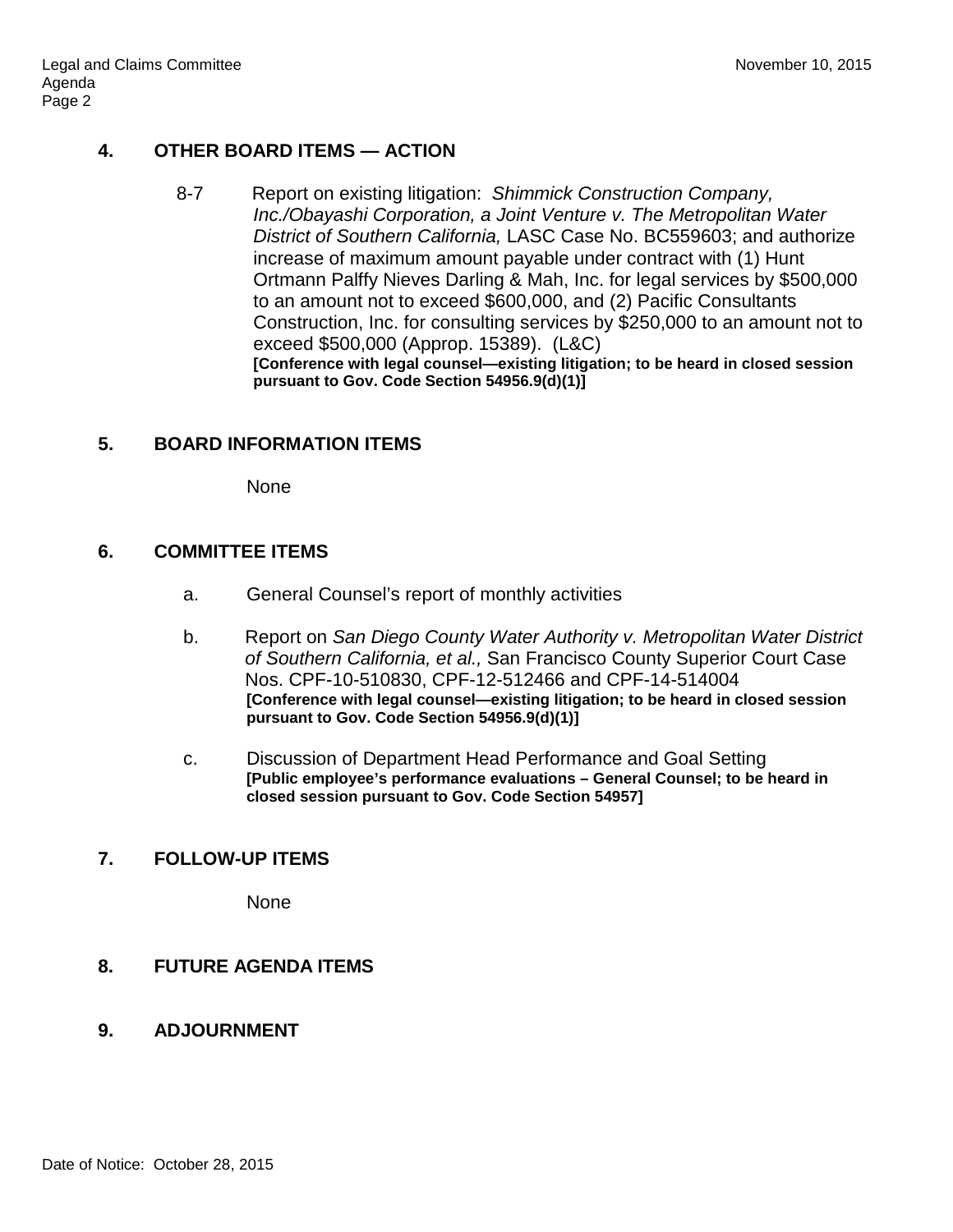## 4. OTHER BOARD ITEMS — ACTION

8-7 Report on existing litigation: *Shimmick Construction Company, Inc./Obayashi Corporation, a Joint Venture v. The Metropolitan Water District of Southern California,* LASC Case No. BC559603; and authorize increase of maximum amount payable under contract with (1) Hunt Ortmann Palffy Nieves Darling & Mah, Inc. for legal services by $500,000 to an amount not to exceed $600,000, and (2) Pacific Consultants Construction, Inc. for consulting services by $250,000 to an amount not to exceed $500,000 (Approp. 15389). (L&C)
**[Conference with legal counsel—existing litigation; to be heard in closed session pursuant to Gov. Code Section 54956.9(d)(1)]**

## 5. BOARD INFORMATION ITEMS

None

## 6. COMMITTEE ITEMS

a. General Counsel's report of monthly activities

b. Report on *San Diego County Water Authority v. Metropolitan Water District of Southern California, et al.,* San Francisco County Superior Court Case Nos. CPF-10-510830, CPF-12-512466 and CPF-14-514004
**[Conference with legal counsel—existing litigation; to be heard in closed session pursuant to Gov. Code Section 54956.9(d)(1)]**

c. Discussion of Department Head Performance and Goal Setting
**[Public employee's performance evaluations – General Counsel; to be heard in closed session pursuant to Gov. Code Section 54957]**

## 7. FOLLOW-UP ITEMS

None

## 8. FUTURE AGENDA ITEMS

## 9. ADJOURNMENT

Date of Notice: October 28, 2015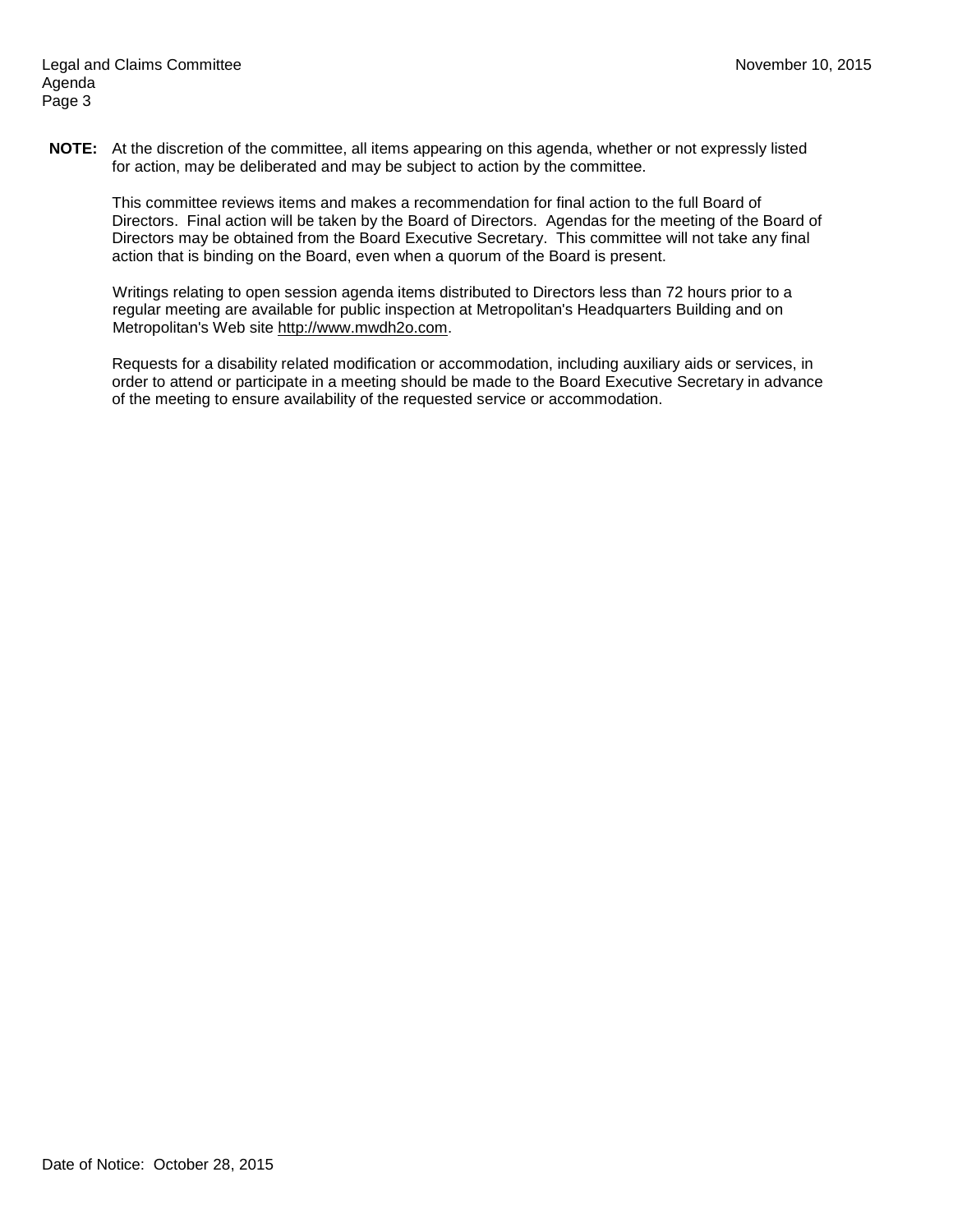**NOTE:** At the discretion of the committee, all items appearing on this agenda, whether or not expressly listed for action, may be deliberated and may be subject to action by the committee.

This committee reviews items and makes a recommendation for final action to the full Board of Directors. Final action will be taken by the Board of Directors. Agendas for the meeting of the Board of Directors may be obtained from the Board Executive Secretary. This committee will not take any final action that is binding on the Board, even when a quorum of the Board is present.

Writings relating to open session agenda items distributed to Directors less than 72 hours prior to a regular meeting are available for public inspection at Metropolitan's Headquarters Building and on Metropolitan's Web site http://www.mwdh2o.com.

Requests for a disability related modification or accommodation, including auxiliary aids or services, in order to attend or participate in a meeting should be made to the Board Executive Secretary in advance of the meeting to ensure availability of the requested service or accommodation.

Date of Notice: October 28, 2015